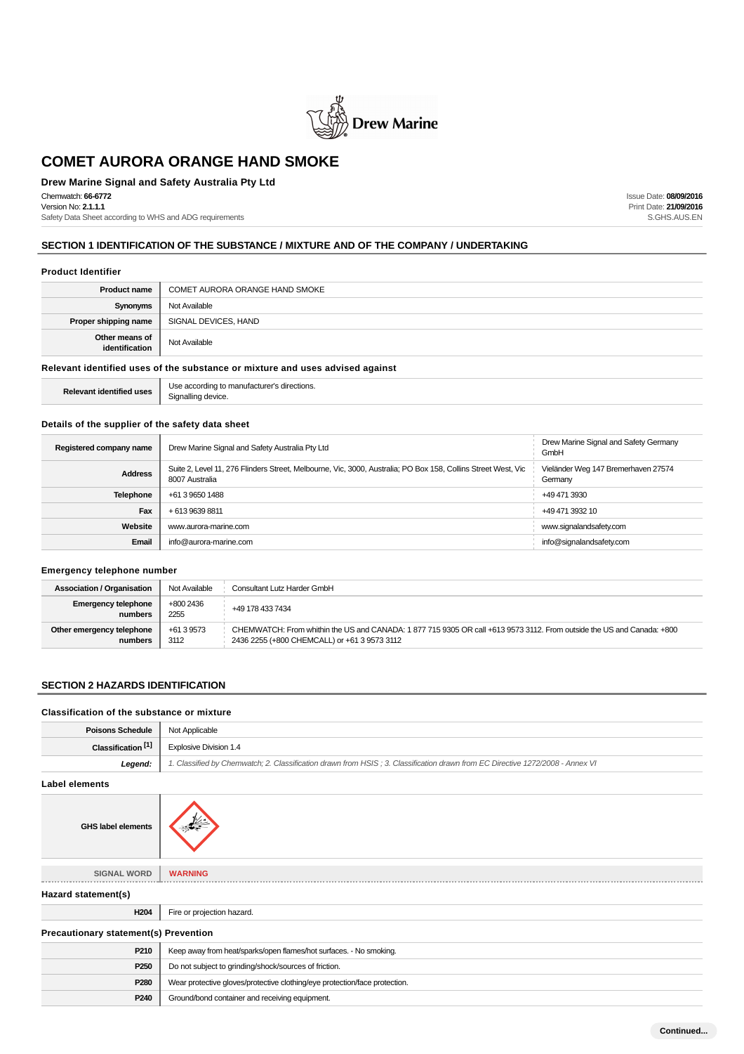# COMET AURORA ORANGE HAND SMOKE

**Drew Marine Signal and Safety Australia Pty Ltd**

Chemwatch: **66-6772**
Version No: **2.1.1.1**
Safety Data Sheet according to WHS and ADG requirements

Issue Date: **08/09/2016**
Print Date: **21/09/2016**
S.GHS.AUS.EN

## SECTION 1 IDENTIFICATION OF THE SUBSTANCE / MIXTURE AND OF THE COMPANY / UNDERTAKING

### Product Identifier

| | |
|---|---|
| **Product name** | COMET AURORA ORANGE HAND SMOKE |
| **Synonyms** | Not Available |
| **Proper shipping name** | SIGNAL DEVICES, HAND |
| **Other means of identification** | Not Available |

### Relevant identified uses of the substance or mixture and uses advised against

| | |
|---|---|
| **Relevant identified uses** | Use according to manufacturer's directions.<br>Signalling device. |

### Details of the supplier of the safety data sheet

| | | |
|---|---|---|
| **Registered company name** | Drew Marine Signal and Safety Australia Pty Ltd | Drew Marine Signal and Safety Germany GmbH |
| **Address** | Suite 2, Level 11, 276 Flinders Street, Melbourne, Vic, 3000, Australia; PO Box 158, Collins Street West, Vic 8007 Australia | Vieländer Weg 147 Bremerhaven 27574 Germany |
| **Telephone** | +61 3 9650 1488 | +49 471 3930 |
| **Fax** | + 613 9639 8811 | +49 471 3932 10 |
| **Website** | www.aurora-marine.com | www.signalandsafety.com |
| **Email** | info@aurora-marine.com | info@signalandsafety.com |

### Emergency telephone number

| | | |
|---|---|---|
| **Association / Organisation** | Not Available | Consultant Lutz Harder GmbH |
| **Emergency telephone numbers** | +800 2436 2255 | +49 178 433 7434 |
| **Other emergency telephone numbers** | +61 3 9573 3112 | CHEMWATCH: From whithin the US and CANADA: 1 877 715 9305 OR call +613 9573 3112. From outside the US and Canada: +800 2436 2255 (+800 CHEMCALL) or +61 3 9573 3112 |

## SECTION 2 HAZARDS IDENTIFICATION

### Classification of the substance or mixture

| | |
|---|---|
| **Poisons Schedule** | Not Applicable |
| **Classification [1]** | Explosive Division 1.4 |
| ***Legend:*** | *1. Classified by Chemwatch; 2. Classification drawn from HSIS ; 3. Classification drawn from EC Directive 1272/2008 - Annex VI* |

### Label elements

| | |
|---|---|
| **GHS label elements** | |
| **SIGNAL WORD** | **WARNING** |

### Hazard statement(s)

| | |
|---|---|
| **H204** | Fire or projection hazard. |

### Precautionary statement(s) Prevention

| | |
|---|---|
| **P210** | Keep away from heat/sparks/open flames/hot surfaces. - No smoking. |
| **P250** | Do not subject to grinding/shock/sources of friction. |
| **P280** | Wear protective gloves/protective clothing/eye protection/face protection. |
| **P240** | Ground/bond container and receiving equipment. |

Continued...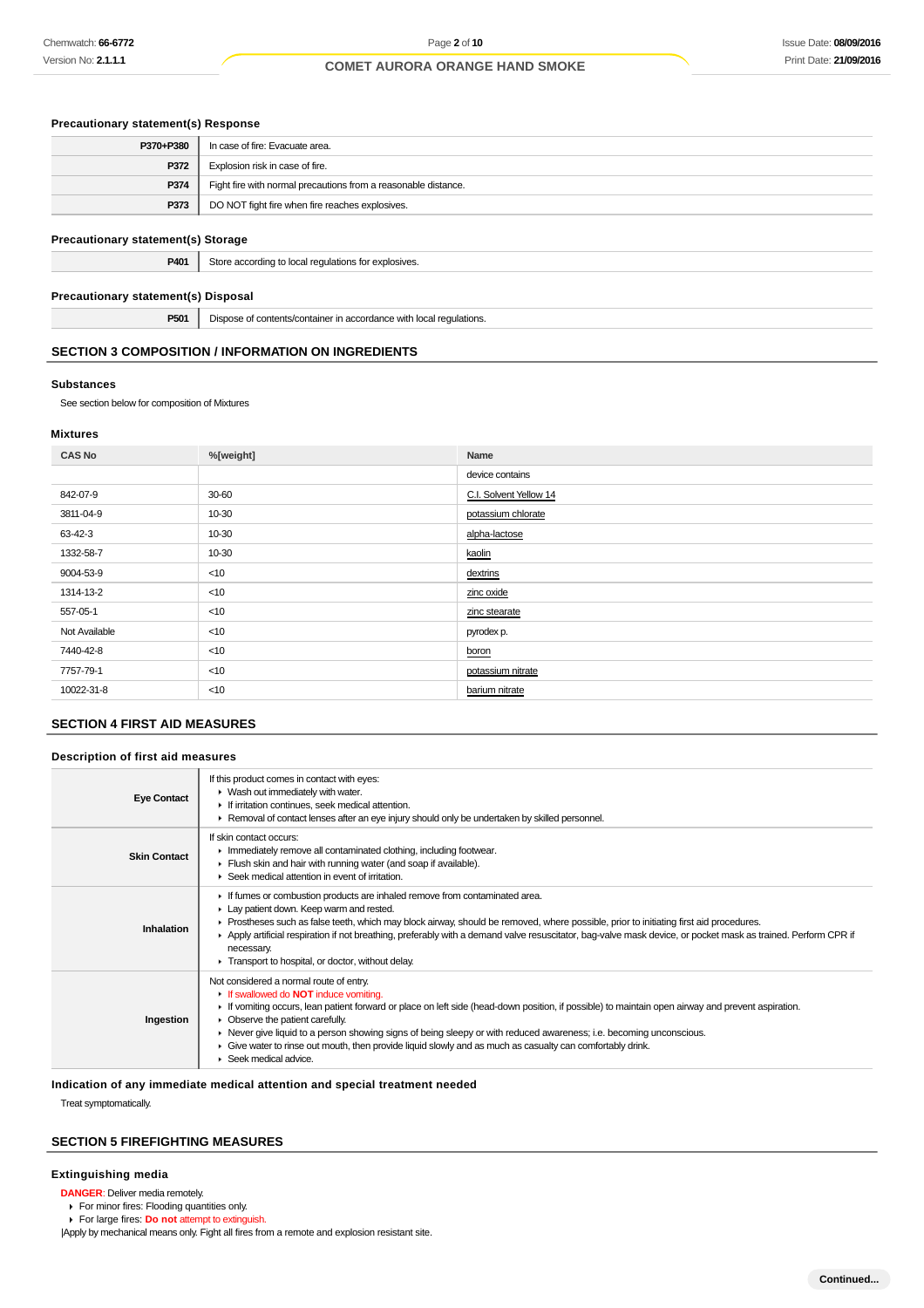### Precautionary statement(s) Response

| | |
|---|---|
| P370+P380 | In case of fire: Evacuate area. |
| P372 | Explosion risk in case of fire. |
| P374 | Fight fire with normal precautions from a reasonable distance. |
| P373 | DO NOT fight fire when fire reaches explosives. |

### Precautionary statement(s) Storage

| | |
|---|---|
| P401 | Store according to local regulations for explosives. |

### Precautionary statement(s) Disposal

| | |
|---|---|
| P501 | Dispose of contents/container in accordance with local regulations. |

## SECTION 3 COMPOSITION / INFORMATION ON INGREDIENTS

### Substances

See section below for composition of Mixtures

### Mixtures

| CAS No | %[weight] | Name |
|---|---|---|
| | | device contains |
| 842-07-9 | 30-60 | C.I. Solvent Yellow 14 |
| 3811-04-9 | 10-30 | potassium chlorate |
| 63-42-3 | 10-30 | alpha-lactose |
| 1332-58-7 | 10-30 | kaolin |
| 9004-53-9 | <10 | dextrins |
| 1314-13-2 | <10 | zinc oxide |
| 557-05-1 | <10 | zinc stearate |
| Not Available | <10 | pyrodex p. |
| 7440-42-8 | <10 | boron |
| 7757-79-1 | <10 | potassium nitrate |
| 10022-31-8 | <10 | barium nitrate |

## SECTION 4 FIRST AID MEASURES

### Description of first aid measures

| | |
|---|---|
| **Eye Contact** | If this product comes in contact with eyes:<br>▸ Wash out immediately with water.<br>▸ If irritation continues, seek medical attention.<br>▸ Removal of contact lenses after an eye injury should only be undertaken by skilled personnel. |
| **Skin Contact** | If skin contact occurs:<br>▸ Immediately remove all contaminated clothing, including footwear.<br>▸ Flush skin and hair with running water (and soap if available).<br>▸ Seek medical attention in event of irritation. |
| **Inhalation** | ▸ If fumes or combustion products are inhaled remove from contaminated area.<br>▸ Lay patient down. Keep warm and rested.<br>▸ Prostheses such as false teeth, which may block airway, should be removed, where possible, prior to initiating first aid procedures.<br>▸ Apply artificial respiration if not breathing, preferably with a demand valve resuscitator, bag-valve mask device, or pocket mask as trained. Perform CPR if necessary.<br>▸ Transport to hospital, or doctor, without delay. |
| **Ingestion** | Not considered a normal route of entry.<br>▸ If swallowed do **NOT** induce vomiting.<br>▸ If vomiting occurs, lean patient forward or place on left side (head-down position, if possible) to maintain open airway and prevent aspiration.<br>▸ Observe the patient carefully.<br>▸ Never give liquid to a person showing signs of being sleepy or with reduced awareness; i.e. becoming unconscious.<br>▸ Give water to rinse out mouth, then provide liquid slowly and as much as casualty can comfortably drink.<br>▸ Seek medical advice. |

### Indication of any immediate medical attention and special treatment needed

Treat symptomatically.

## SECTION 5 FIREFIGHTING MEASURES

### Extinguishing media

**DANGER**: Deliver media remotely.
- For minor fires: Flooding quantities only.
- For large fires: **Do not** attempt to extinguish.

|Apply by mechanical means only. Fight all fires from a remote and explosion resistant site.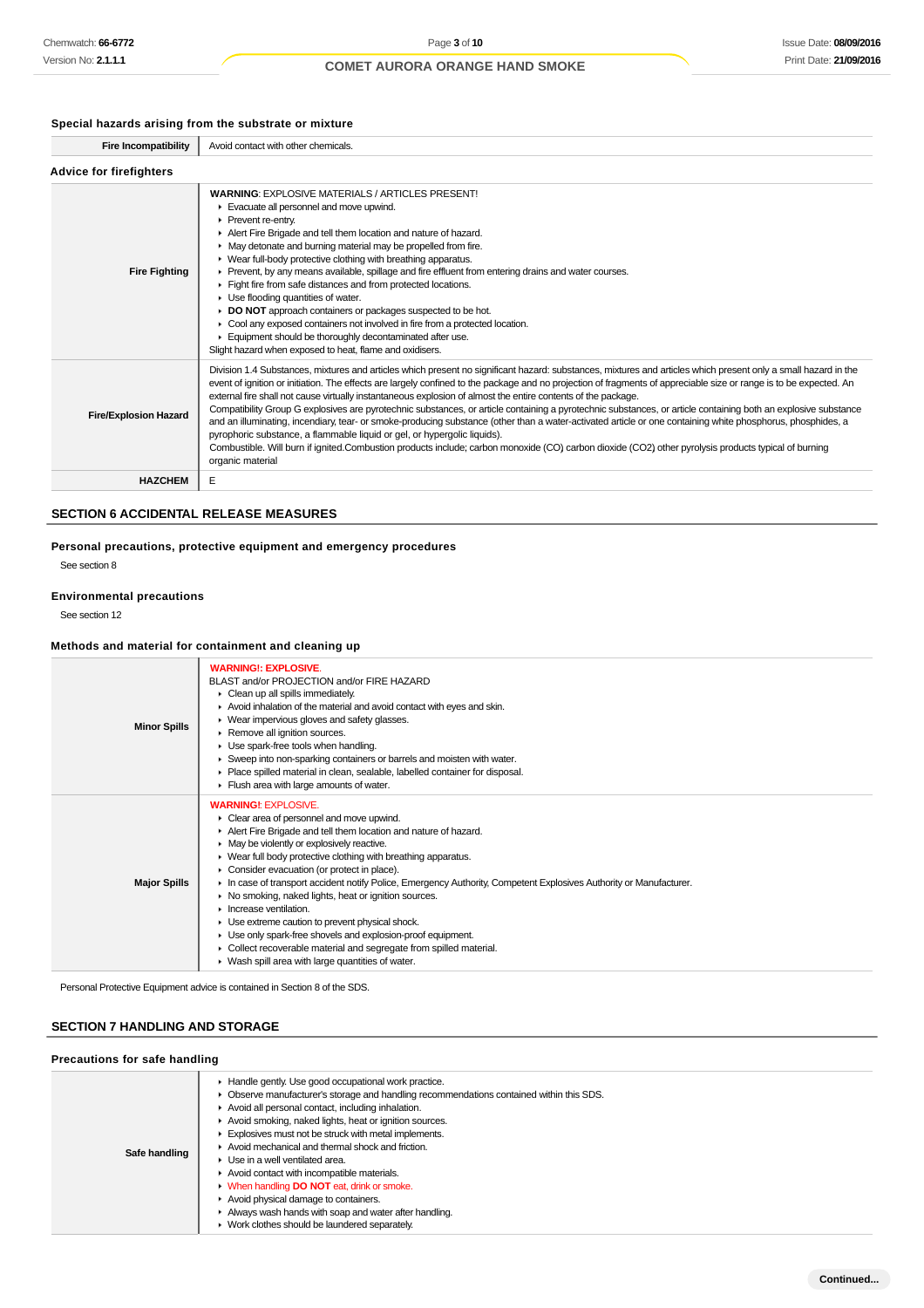### Special hazards arising from the substrate or mixture

| | |
|---|---|
| **Fire Incompatibility** | Avoid contact with other chemicals. |

### Advice for firefighters

| | |
|---|---|
| **Fire Fighting** | **WARNING**: EXPLOSIVE MATERIALS / ARTICLES PRESENT!<br>▸ Evacuate all personnel and move upwind.<br>▸ Prevent re-entry.<br>▸ Alert Fire Brigade and tell them location and nature of hazard.<br>▸ May detonate and burning material may be propelled from fire.<br>▸ Wear full-body protective clothing with breathing apparatus.<br>▸ Prevent, by any means available, spillage and fire effluent from entering drains and water courses.<br>▸ Fight fire from safe distances and from protected locations.<br>▸ Use flooding quantities of water.<br>▸ **DO NOT** approach containers or packages suspected to be hot.<br>▸ Cool any exposed containers not involved in fire from a protected location.<br>▸ Equipment should be thoroughly decontaminated after use.<br>Slight hazard when exposed to heat, flame and oxidisers. |
| **Fire/Explosion Hazard** | Division 1.4 Substances, mixtures and articles which present no significant hazard: substances, mixtures and articles which present only a small hazard in the event of ignition or initiation. The effects are largely confined to the package and no projection of fragments of appreciable size or range is to be expected. An external fire shall not cause virtually instantaneous explosion of almost the entire contents of the package.<br>Compatibility Group G explosives are pyrotechnic substances, or article containing a pyrotechnic substances, or article containing both an explosive substance and an illuminating, incendiary, tear- or smoke-producing substance (other than a water-activated article or one containing white phosphorus, phosphides, a pyrophoric substance, a flammable liquid or gel, or hypergolic liquids).<br>Combustible. Will burn if ignited.Combustion products include; carbon monoxide (CO) carbon dioxide (CO2) other pyrolysis products typical of burning organic material |
| **HAZCHEM** | E |

## SECTION 6 ACCIDENTAL RELEASE MEASURES

### Personal precautions, protective equipment and emergency procedures

See section 8

### Environmental precautions

See section 12

### Methods and material for containment and cleaning up

| | |
|---|---|
| **Minor Spills** | **WARNING!: EXPLOSIVE**.<br>BLAST and/or PROJECTION and/or FIRE HAZARD<br>▸ Clean up all spills immediately.<br>▸ Avoid inhalation of the material and avoid contact with eyes and skin.<br>▸ Wear impervious gloves and safety glasses.<br>▸ Remove all ignition sources.<br>▸ Use spark-free tools when handling.<br>▸ Sweep into non-sparking containers or barrels and moisten with water.<br>▸ Place spilled material in clean, sealable, labelled container for disposal.<br>▸ Flush area with large amounts of water. |
| **Major Spills** | **WARNING!**: EXPLOSIVE.<br>▸ Clear area of personnel and move upwind.<br>▸ Alert Fire Brigade and tell them location and nature of hazard.<br>▸ May be violently or explosively reactive.<br>▸ Wear full body protective clothing with breathing apparatus.<br>▸ Consider evacuation (or protect in place).<br>▸ In case of transport accident notify Police, Emergency Authority, Competent Explosives Authority or Manufacturer.<br>▸ No smoking, naked lights, heat or ignition sources.<br>▸ Increase ventilation.<br>▸ Use extreme caution to prevent physical shock.<br>▸ Use only spark-free shovels and explosion-proof equipment.<br>▸ Collect recoverable material and segregate from spilled material.<br>▸ Wash spill area with large quantities of water. |

Personal Protective Equipment advice is contained in Section 8 of the SDS.

## SECTION 7 HANDLING AND STORAGE

### Precautions for safe handling

| | |
|---|---|
| **Safe handling** | ▸ Handle gently. Use good occupational work practice.<br>▸ Observe manufacturer's storage and handling recommendations contained within this SDS.<br>▸ Avoid all personal contact, including inhalation.<br>▸ Avoid smoking, naked lights, heat or ignition sources.<br>▸ Explosives must not be struck with metal implements.<br>▸ Avoid mechanical and thermal shock and friction.<br>▸ Use in a well ventilated area.<br>▸ Avoid contact with incompatible materials.<br>▸ When handling **DO NOT** eat, drink or smoke.<br>▸ Avoid physical damage to containers.<br>▸ Always wash hands with soap and water after handling.<br>▸ Work clothes should be laundered separately. |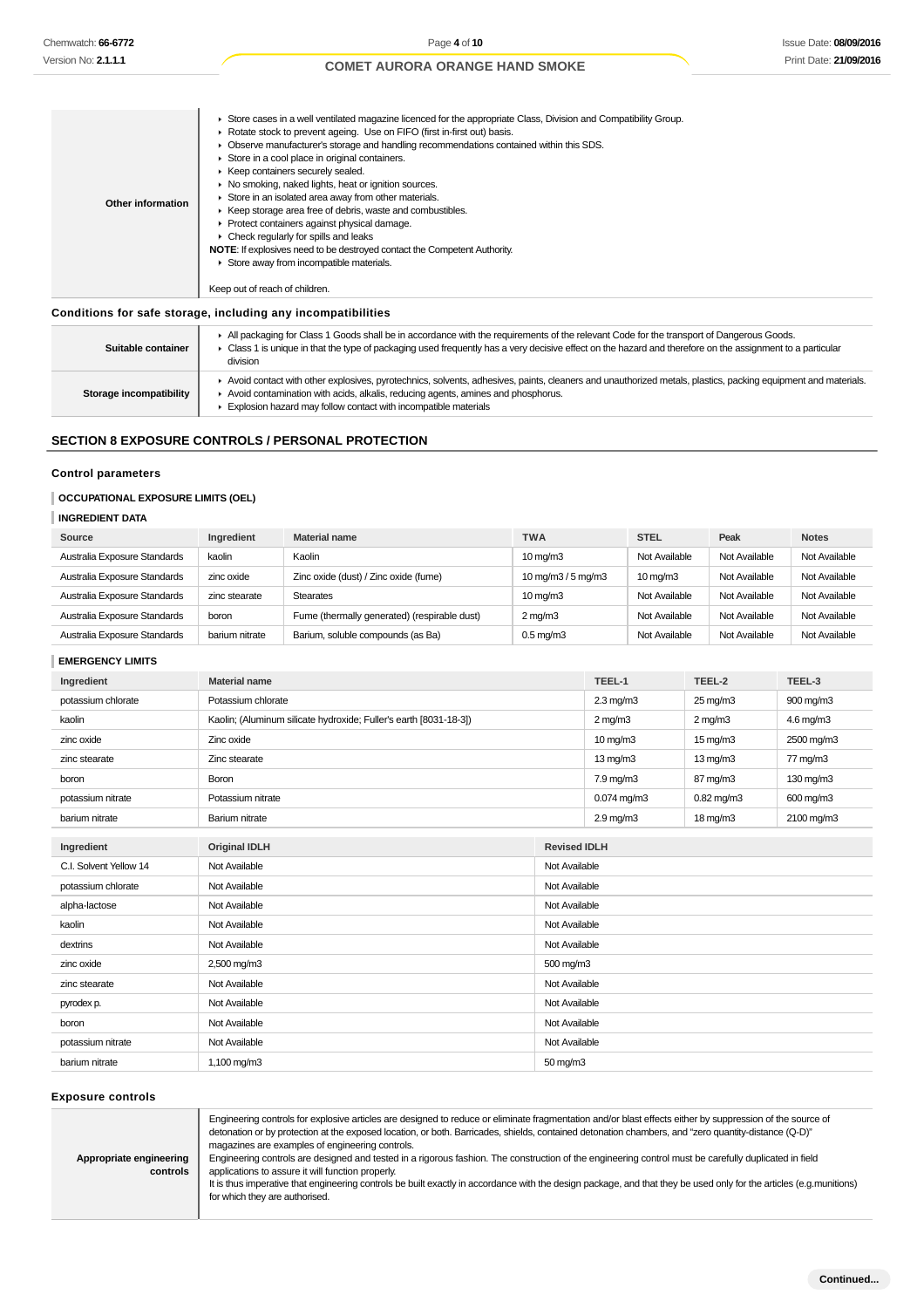| | |
|---|---|
| **Other information** | ▸ Store cases in a well ventilated magazine licenced for the appropriate Class, Division and Compatibility Group.<br>▸ Rotate stock to prevent ageing. Use on FIFO (first in-first out) basis.<br>▸ Observe manufacturer's storage and handling recommendations contained within this SDS.<br>▸ Store in a cool place in original containers.<br>▸ Keep containers securely sealed.<br>▸ No smoking, naked lights, heat or ignition sources.<br>▸ Store in an isolated area away from other materials.<br>▸ Keep storage area free of debris, waste and combustibles.<br>▸ Protect containers against physical damage.<br>▸ Check regularly for spills and leaks<br>**NOTE**: If explosives need to be destroyed contact the Competent Authority.<br>▸ Store away from incompatible materials.<br><br>Keep out of reach of children. |

### Conditions for safe storage, including any incompatibilities

| | |
|---|---|
| **Suitable container** | ▸ All packaging for Class 1 Goods shall be in accordance with the requirements of the relevant Code for the transport of Dangerous Goods.<br>▸ Class 1 is unique in that the type of packaging used frequently has a very decisive effect on the hazard and therefore on the assignment to a particular division |
| **Storage incompatibility** | ▸ Avoid contact with other explosives, pyrotechnics, solvents, adhesives, paints, cleaners and unauthorized metals, plastics, packing equipment and materials.<br>▸ Avoid contamination with acids, alkalis, reducing agents, amines and phosphorus.<br>▸ Explosion hazard may follow contact with incompatible materials |

## SECTION 8 EXPOSURE CONTROLS / PERSONAL PROTECTION

### Control parameters

#### OCCUPATIONAL EXPOSURE LIMITS (OEL)

#### INGREDIENT DATA

| Source | Ingredient | Material name | TWA | STEL | Peak | Notes |
|---|---|---|---|---|---|---|
| Australia Exposure Standards | kaolin | Kaolin | 10 mg/m3 | Not Available | Not Available | Not Available |
| Australia Exposure Standards | zinc oxide | Zinc oxide (dust) / Zinc oxide (fume) | 10 mg/m3 / 5 mg/m3 | 10 mg/m3 | Not Available | Not Available |
| Australia Exposure Standards | zinc stearate | Stearates | 10 mg/m3 | Not Available | Not Available | Not Available |
| Australia Exposure Standards | boron | Fume (thermally generated) (respirable dust) | 2 mg/m3 | Not Available | Not Available | Not Available |
| Australia Exposure Standards | barium nitrate | Barium, soluble compounds (as Ba) | 0.5 mg/m3 | Not Available | Not Available | Not Available |

#### EMERGENCY LIMITS

| Ingredient | Material name | TEEL-1 | TEEL-2 | TEEL-3 |
|---|---|---|---|---|
| potassium chlorate | Potassium chlorate | 2.3 mg/m3 | 25 mg/m3 | 900 mg/m3 |
| kaolin | Kaolin; (Aluminum silicate hydroxide; Fuller's earth [8031-18-3]) | 2 mg/m3 | 2 mg/m3 | 4.6 mg/m3 |
| zinc oxide | Zinc oxide | 10 mg/m3 | 15 mg/m3 | 2500 mg/m3 |
| zinc stearate | Zinc stearate | 13 mg/m3 | 13 mg/m3 | 77 mg/m3 |
| boron | Boron | 7.9 mg/m3 | 87 mg/m3 | 130 mg/m3 |
| potassium nitrate | Potassium nitrate | 0.074 mg/m3 | 0.82 mg/m3 | 600 mg/m3 |
| barium nitrate | Barium nitrate | 2.9 mg/m3 | 18 mg/m3 | 2100 mg/m3 |

| Ingredient | Original IDLH | Revised IDLH |
|---|---|---|
| C.I. Solvent Yellow 14 | Not Available | Not Available |
| potassium chlorate | Not Available | Not Available |
| alpha-lactose | Not Available | Not Available |
| kaolin | Not Available | Not Available |
| dextrins | Not Available | Not Available |
| zinc oxide | 2,500 mg/m3 | 500 mg/m3 |
| zinc stearate | Not Available | Not Available |
| pyrodex p. | Not Available | Not Available |
| boron | Not Available | Not Available |
| potassium nitrate | Not Available | Not Available |
| barium nitrate | 1,100 mg/m3 | 50 mg/m3 |

### Exposure controls

| | |
|---|---|
| **Appropriate engineering controls** | Engineering controls for explosive articles are designed to reduce or eliminate fragmentation and/or blast effects either by suppression of the source of detonation or by protection at the exposed location, or both. Barricades, shields, contained detonation chambers, and "zero quantity-distance (Q-D)" magazines are examples of engineering controls.<br>Engineering controls are designed and tested in a rigorous fashion. The construction of the engineering control must be carefully duplicated in field applications to assure it will function properly.<br>It is thus imperative that engineering controls be built exactly in accordance with the design package, and that they be used only for the articles (e.g.munitions) for which they are authorised. |

Continued...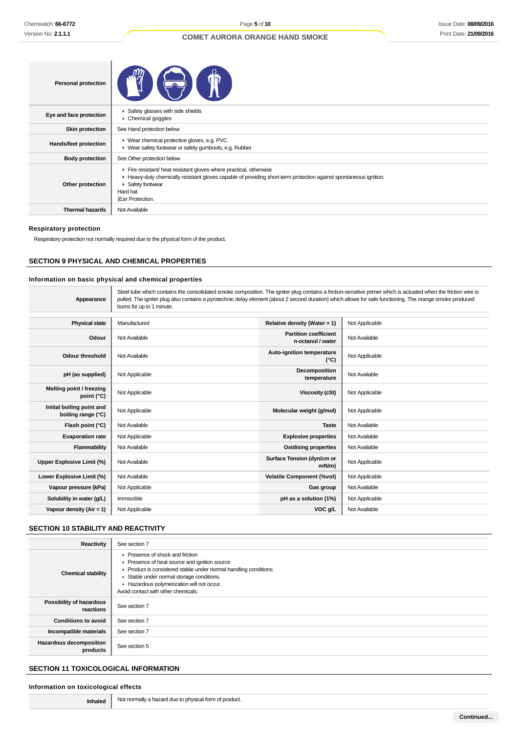| | |
|---|---|
| **Personal protection** | |
| **Eye and face protection** | ▸ Safety glasses with side shields<br>▸ Chemical goggles |
| **Skin protection** | See Hand protection below |
| **Hands/feet protection** | ▸ Wear chemical protective gloves, e.g. PVC.<br>▸ Wear safety footwear or safety gumboots, e.g. Rubber |
| **Body protection** | See Other protection below |
| **Other protection** | ▸ Fire resistant/ heat resistant gloves where practical, otherwise<br>▸ Heavy-duty chemically resistant gloves capable of providing short-term protection against spontaneous ignition.<br>▸ Safety footwear<br>Hard hat<br>\|Ear Protection. |
| **Thermal hazards** | Not Available |

### Respiratory protection

Respiratory protection not normally required due to the physical form of the product.

## SECTION 9 PHYSICAL AND CHEMICAL PROPERTIES

### Information on basic physical and chemical properties

| | |
|---|---|
| **Appearance** | Steel tube which contains the consolidated smoke composition. The igniter plug contains a friction-sensitive primer which is actuated when the friction wire is pulled. The igniter plug also contains a pyrotechnic delay element (about 2 second duration) which allows for safe functioning. The orange smoke produced burns for up to 1 minute. |

| | | | |
|---|---|---|---|
| **Physical state** | Manufactured | **Relative density (Water = 1)** | Not Applicable |
| **Odour** | Not Available | **Partition coefficient n-octanol / water** | Not Available |
| **Odour threshold** | Not Available | **Auto-ignition temperature (°C)** | Not Applicable |
| **pH (as supplied)** | Not Applicable | **Decomposition temperature** | Not Available |
| **Melting point / freezing point (°C)** | Not Applicable | **Viscosity (cSt)** | Not Applicable |
| **Initial boiling point and boiling range (°C)** | Not Applicable | **Molecular weight (g/mol)** | Not Applicable |
| **Flash point (°C)** | Not Available | **Taste** | Not Available |
| **Evaporation rate** | Not Applicable | **Explosive properties** | Not Available |
| **Flammability** | Not Available | **Oxidising properties** | Not Available |
| **Upper Explosive Limit (%)** | Not Available | **Surface Tension (dyn/cm or mN/m)** | Not Applicable |
| **Lower Explosive Limit (%)** | Not Available | **Volatile Component (%vol)** | Not Applicable |
| **Vapour pressure (kPa)** | Not Applicable | **Gas group** | Not Available |
| **Solubility in water (g/L)** | Immiscible | **pH as a solution (1%)** | Not Applicable |
| **Vapour density (Air = 1)** | Not Applicable | **VOC g/L** | Not Available |

## SECTION 10 STABILITY AND REACTIVITY

| | |
|---|---|
| **Reactivity** | See section 7 |
| **Chemical stability** | ▸ Presence of shock and friction<br>▸ Presence of heat source and ignition source<br>▸ Product is considered stable under normal handling conditions.<br>▸ Stable under normal storage conditions.<br>▸ Hazardous polymerization will not occur.<br>Avoid contact with other chemicals. |
| **Possibility of hazardous reactions** | See section 7 |
| **Conditions to avoid** | See section 7 |
| **Incompatible materials** | See section 7 |
| **Hazardous decomposition products** | See section 5 |

## SECTION 11 TOXICOLOGICAL INFORMATION

### Information on toxicological effects

| | |
|---|---|
| **Inhaled** | Not normally a hazard due to physical form of product. |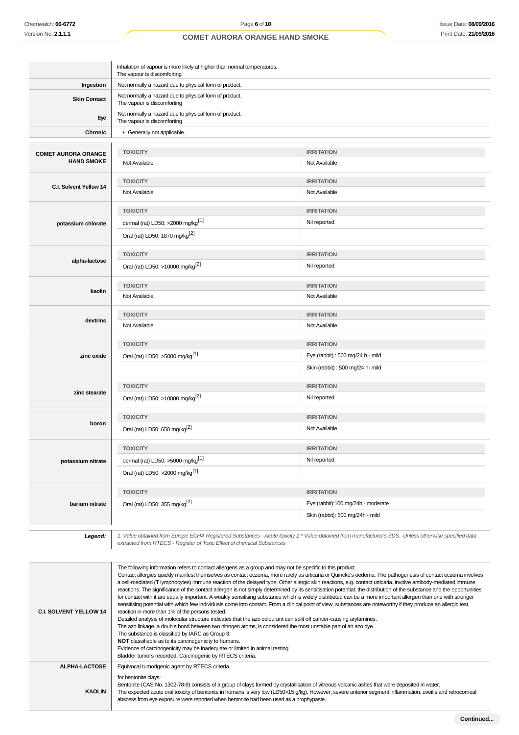| | |
|---|---|
| | Inhalation of vapour is more likely at higher than normal temperatures.<br>The vapour is discomforting |
| **Ingestion** | Not normally a hazard due to physical form of product. |
| **Skin Contact** | Not normally a hazard due to physical form of product.<br>The vapour is discomforting |
| **Eye** | Not normally a hazard due to physical form of product.<br>The vapour is discomforting |
| **Chronic** | Generally not applicable. |

| | TOXICITY | IRRITATION |
|---|---|---|
| **COMET AURORA ORANGE HAND SMOKE** | Not Available | Not Available |
| **C.I. Solvent Yellow 14** | Not Available | Not Available |
| **potassium chlorate** | dermal (rat) LD50: >2000 mg/kg[1] | Nil reported |
| | Oral (rat) LD50: 1870 mg/kg[2] | |
| **alpha-lactose** | Oral (rat) LD50: >10000 mg/kg[2] | Nil reported |
| **kaolin** | Not Available | Not Available |
| **dextrins** | Not Available | Not Available |
| **zinc oxide** | Oral (rat) LD50: >5000 mg/kg[1] | Eye (rabbit) : 500 mg/24 h - mild |
| | | Skin (rabbit) : 500 mg/24 h- mild |
| **zinc stearate** | Oral (rat) LD50: >10000 mg/kg[2] | Nil reported |
| **boron** | Oral (rat) LD50: 650 mg/kg[2] | Not Available |
| **potassium nitrate** | dermal (rat) LD50: >5000 mg/kg[1] | Nil reported |
| | Oral (rat) LD50: >2000 mg/kg[1] | |
| **barium nitrate** | Oral (rat) LD50: 355 mg/kg[2] | Eye (rabbit):100 mg/24h - moderate |
| | | Skin (rabbit): 500 mg/24h - mild |

| | |
|---|---|
| ***Legend:*** | *1. Value obtained from Europe ECHA Registered Substances - Acute toxicity 2.* Value obtained from manufacturer's SDS. Unless otherwise specified data extracted from RTECS - Register of Toxic Effect of chemical Substances* |

| | |
|---|---|
| **C.I. SOLVENT YELLOW 14** | The following information refers to contact allergens as a group and may not be specific to this product.<br>Contact allergies quickly manifest themselves as contact eczema, more rarely as urticaria or Quincke's oedema. The pathogenesis of contact eczema involves a cell-mediated (T lymphocytes) immune reaction of the delayed type. Other allergic skin reactions, e.g. contact urticaria, involve antibody-mediated immune reactions. The significance of the contact allergen is not simply determined by its sensitisation potential: the distribution of the substance and the opportunities for contact with it are equally important. A weakly sensitising substance which is widely distributed can be a more important allergen than one with stronger sensitising potential with which few individuals come into contact. From a clinical point of view, substances are noteworthy if they produce an allergic test reaction in more than 1% of the persons tested.<br>Detailed analysis of molecular structure indicates that the azo colourant can split off cancer-causing arylamines.<br>The azo linkage, a double bond between two nitrogen atoms, is considered the most unstable part of an azo dye.<br>The substance is classified by IARC as Group 3:<br>**NOT** classifiable as to its carcinogenicity to humans.<br>Evidence of carcinogenicity may be inadequate or limited in animal testing.<br>Bladder tumors recorded. Carcinogenic by RTECS criteria. |
| **ALPHA-LACTOSE** | Equivocal tumorigenic agent by RTECS criteria. |
| **KAOLIN** | for bentonite clays:<br>Bentonite (CAS No. 1302-78-9) consists of a group of clays formed by crystallisation of vitreous volcanic ashes that were deposited in water.<br>The expected acute oral toxicity of bentonite in humans is very low (LD50>15 g/kg). However, severe anterior segment inflammation, uveitis and retrocorneal abscess from eye exposure were reported when bentonite had been used as a prophypaste. |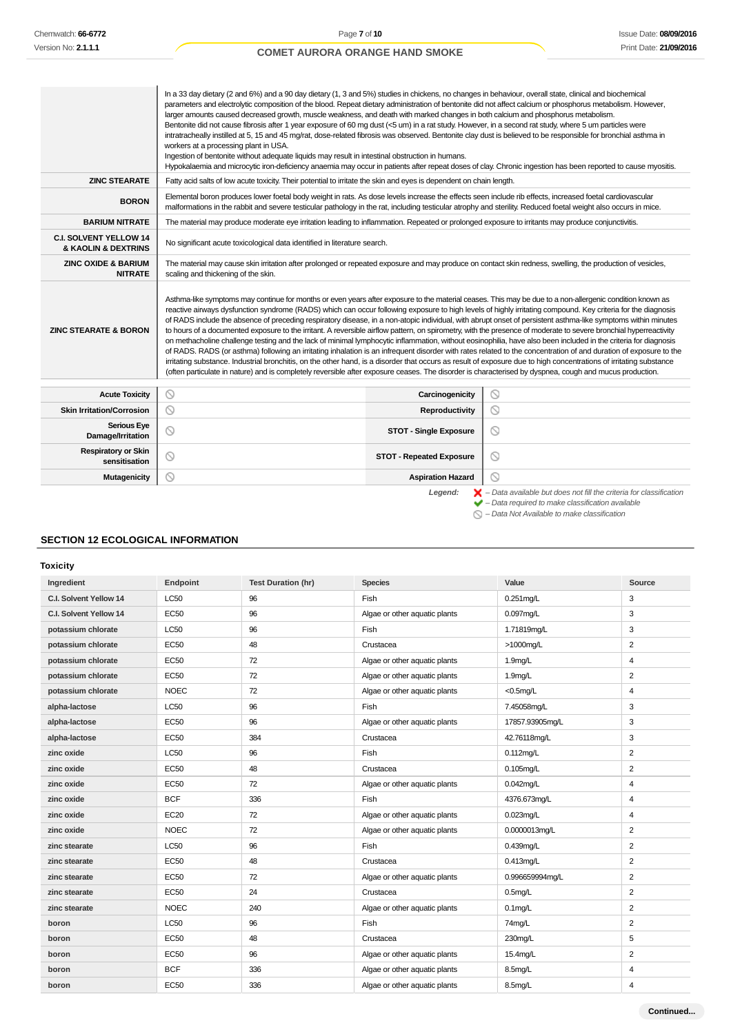| | |
|---|---|
| | In a 33 day dietary (2 and 6%) and a 90 day dietary (1, 3 and 5%) studies in chickens, no changes in behaviour, overall state, clinical and biochemical parameters and electrolytic composition of the blood. Repeat dietary administration of bentonite did not affect calcium or phosphorus metabolism. However, larger amounts caused decreased growth, muscle weakness, and death with marked changes in both calcium and phosphorus metabolism. Bentonite did not cause fibrosis after 1 year exposure of 60 mg dust (<5 um) in a rat study. However, in a second rat study, where 5 um particles were intratracheally instilled at 5, 15 and 45 mg/rat, dose-related fibrosis was observed. Bentonite clay dust is believed to be responsible for bronchial asthma in workers at a processing plant in USA. Ingestion of bentonite without adequate liquids may result in intestinal obstruction in humans. Hypokalaemia and microcytic iron-deficiency anaemia may occur in patients after repeat doses of clay. Chronic ingestion has been reported to cause myositis. |
| **ZINC STEARATE** | Fatty acid salts of low acute toxicity. Their potential to irritate the skin and eyes is dependent on chain length. |
| **BORON** | Elemental boron produces lower foetal body weight in rats. As dose levels increase the effects seen include rib effects, increased foetal cardiovascular malformations in the rabbit and severe testicular pathology in the rat, including testicular atrophy and sterility. Reduced foetal weight also occurs in mice. |
| **BARIUM NITRATE** | The material may produce moderate eye irritation leading to inflammation. Repeated or prolonged exposure to irritants may produce conjunctivitis. |
| **C.I. SOLVENT YELLOW 14 & KAOLIN & DEXTRINS** | No significant acute toxicological data identified in literature search. |
| **ZINC OXIDE & BARIUM NITRATE** | The material may cause skin irritation after prolonged or repeated exposure and may produce on contact skin redness, swelling, the production of vesicles, scaling and thickening of the skin. |
| **ZINC STEARATE & BORON** | Asthma-like symptoms may continue for months or even years after exposure to the material ceases. This may be due to a non-allergenic condition known as reactive airways dysfunction syndrome (RADS) which can occur following exposure to high levels of highly irritating compound. Key criteria for the diagnosis of RADS include the absence of preceding respiratory disease, in a non-atopic individual, with abrupt onset of persistent asthma-like symptoms within minutes to hours of a documented exposure to the irritant. A reversible airflow pattern, on spirometry, with the presence of moderate to severe bronchial hyperreactivity on methacholine challenge testing and the lack of minimal lymphocytic inflammation, without eosinophilia, have also been included in the criteria for diagnosis of RADS. RADS (or asthma) following an irritating inhalation is an infrequent disorder with rates related to the concentration of and duration of exposure to the irritating substance. Industrial bronchitis, on the other hand, is a disorder that occurs as result of exposure due to high concentrations of irritating substance (often particulate in nature) and is completely reversible after exposure ceases. The disorder is characterised by dyspnea, cough and mucus production. |

| | | | |
|---|---|---|---|
| **Acute Toxicity** | ⃠ | **Carcinogenicity** | ⃠ |
| **Skin Irritation/Corrosion** | ⃠ | **Reproductivity** | ⃠ |
| **Serious Eye Damage/Irritation** | ⃠ | **STOT - Single Exposure** | ⃠ |
| **Respiratory or Skin sensitisation** | ⃠ | **STOT - Repeated Exposure** | ⃠ |
| **Mutagenicity** | ⃠ | **Aspiration Hazard** | ⃠ |

*Legend:* ✘ – *Data available but does not fill the criteria for classification*
✔ – *Data required to make classification available*
⃠ – *Data Not Available to make classification*

## SECTION 12 ECOLOGICAL INFORMATION

### Toxicity

| Ingredient | Endpoint | Test Duration (hr) | Species | Value | Source |
|---|---|---|---|---|---|
| **C.I. Solvent Yellow 14** | LC50 | 96 | Fish | 0.251mg/L | 3 |
| **C.I. Solvent Yellow 14** | EC50 | 96 | Algae or other aquatic plants | 0.097mg/L | 3 |
| **potassium chlorate** | LC50 | 96 | Fish | 1.71819mg/L | 3 |
| **potassium chlorate** | EC50 | 48 | Crustacea | >1000mg/L | 2 |
| **potassium chlorate** | EC50 | 72 | Algae or other aquatic plants | 1.9mg/L | 4 |
| **potassium chlorate** | EC50 | 72 | Algae or other aquatic plants | 1.9mg/L | 2 |
| **potassium chlorate** | NOEC | 72 | Algae or other aquatic plants | <0.5mg/L | 4 |
| **alpha-lactose** | LC50 | 96 | Fish | 7.45058mg/L | 3 |
| **alpha-lactose** | EC50 | 96 | Algae or other aquatic plants | 17857.93905mg/L | 3 |
| **alpha-lactose** | EC50 | 384 | Crustacea | 42.76118mg/L | 3 |
| **zinc oxide** | LC50 | 96 | Fish | 0.112mg/L | 2 |
| **zinc oxide** | EC50 | 48 | Crustacea | 0.105mg/L | 2 |
| **zinc oxide** | EC50 | 72 | Algae or other aquatic plants | 0.042mg/L | 4 |
| **zinc oxide** | BCF | 336 | Fish | 4376.673mg/L | 4 |
| **zinc oxide** | EC20 | 72 | Algae or other aquatic plants | 0.023mg/L | 4 |
| **zinc oxide** | NOEC | 72 | Algae or other aquatic plants | 0.0000013mg/L | 2 |
| **zinc stearate** | LC50 | 96 | Fish | 0.439mg/L | 2 |
| **zinc stearate** | EC50 | 48 | Crustacea | 0.413mg/L | 2 |
| **zinc stearate** | EC50 | 72 | Algae or other aquatic plants | 0.996659994mg/L | 2 |
| **zinc stearate** | EC50 | 24 | Crustacea | 0.5mg/L | 2 |
| **zinc stearate** | NOEC | 240 | Algae or other aquatic plants | 0.1mg/L | 2 |
| **boron** | LC50 | 96 | Fish | 74mg/L | 2 |
| **boron** | EC50 | 48 | Crustacea | 230mg/L | 5 |
| **boron** | EC50 | 96 | Algae or other aquatic plants | 15.4mg/L | 2 |
| **boron** | BCF | 336 | Algae or other aquatic plants | 8.5mg/L | 4 |
| **boron** | EC50 | 336 | Algae or other aquatic plants | 8.5mg/L | 4 |

**Continued...**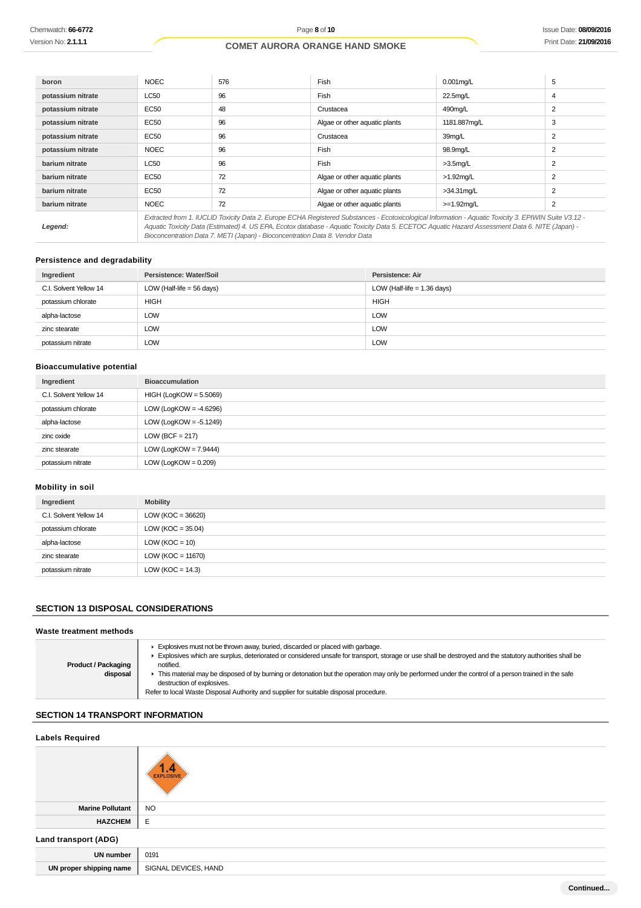| boron | NOEC | 576 | Fish | 0.001mg/L | 5 |
|---|---|---|---|---|---|
| potassium nitrate | LC50 | 96 | Fish | 22.5mg/L | 4 |
| potassium nitrate | EC50 | 48 | Crustacea | 490mg/L | 2 |
| potassium nitrate | EC50 | 96 | Algae or other aquatic plants | 1181.887mg/L | 3 |
| potassium nitrate | EC50 | 96 | Crustacea | 39mg/L | 2 |
| potassium nitrate | NOEC | 96 | Fish | 98.9mg/L | 2 |
| barium nitrate | LC50 | 96 | Fish | >3.5mg/L | 2 |
| barium nitrate | EC50 | 72 | Algae or other aquatic plants | >1.92mg/L | 2 |
| barium nitrate | EC50 | 72 | Algae or other aquatic plants | >34.31mg/L | 2 |
| barium nitrate | NOEC | 72 | Algae or other aquatic plants | >=1.92mg/L | 2 |
| ***Legend:*** | *Extracted from 1. IUCLID Toxicity Data 2. Europe ECHA Registered Substances - Ecotoxicological Information - Aquatic Toxicity 3. EPIWIN Suite V3.12 - Aquatic Toxicity Data (Estimated) 4. US EPA, Ecotox database - Aquatic Toxicity Data 5. ECETOC Aquatic Hazard Assessment Data 6. NITE (Japan) - Bioconcentration Data 7. METI (Japan) - Bioconcentration Data 8. Vendor Data* | | | | |

### Persistence and degradability

| Ingredient | Persistence: Water/Soil | Persistence: Air |
|---|---|---|
| C.I. Solvent Yellow 14 | LOW (Half-life = 56 days) | LOW (Half-life = 1.36 days) |
| potassium chlorate | HIGH | HIGH |
| alpha-lactose | LOW | LOW |
| zinc stearate | LOW | LOW |
| potassium nitrate | LOW | LOW |

### Bioaccumulative potential

| Ingredient | Bioaccumulation |
|---|---|
| C.I. Solvent Yellow 14 | HIGH (LogKOW = 5.5069) |
| potassium chlorate | LOW (LogKOW = -4.6296) |
| alpha-lactose | LOW (LogKOW = -5.1249) |
| zinc oxide | LOW (BCF = 217) |
| zinc stearate | LOW (LogKOW = 7.9444) |
| potassium nitrate | LOW (LogKOW = 0.209) |

### Mobility in soil

| Ingredient | Mobility |
|---|---|
| C.I. Solvent Yellow 14 | LOW (KOC = 36620) |
| potassium chlorate | LOW (KOC = 35.04) |
| alpha-lactose | LOW (KOC = 10) |
| zinc stearate | LOW (KOC = 11670) |
| potassium nitrate | LOW (KOC = 14.3) |

## SECTION 13 DISPOSAL CONSIDERATIONS

### Waste treatment methods

| **Product / Packaging disposal** | ▸ Explosives must not be thrown away, buried, discarded or placed with garbage.<br>▸ Explosives which are surplus, deteriorated or considered unsafe for transport, storage or use shall be destroyed and the statutory authorities shall be notified.<br>▸ This material may be disposed of by burning or detonation but the operation may only be performed under the control of a person trained in the safe destruction of explosives.<br>Refer to local Waste Disposal Authority and supplier for suitable disposal procedure. |
|---|---|

## SECTION 14 TRANSPORT INFORMATION

### Labels Required

| | 1.4 EXPLOSIVE |
|---|---|
| **Marine Pollutant** | NO |
| **HAZCHEM** | E |

### Land transport (ADG)

| **UN number** | 0191 |
|---|---|
| **UN proper shipping name** | SIGNAL DEVICES, HAND |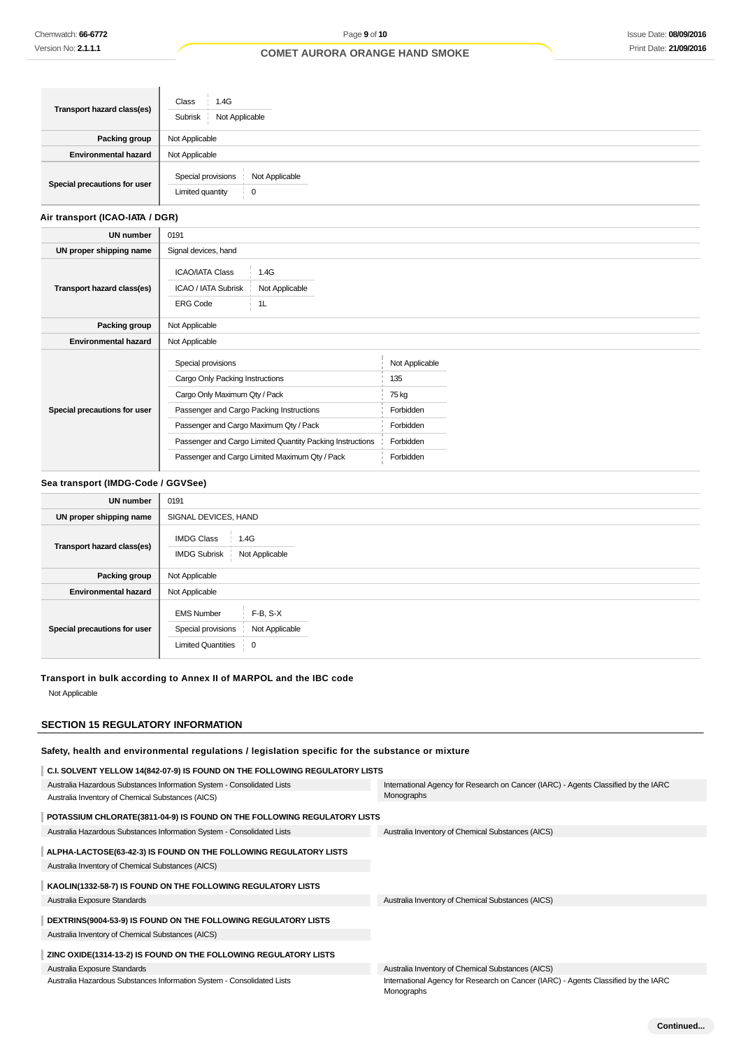| | |
|---|---|
| **Transport hazard class(es)** | Class: 1.4G<br>Subrisk: Not Applicable |
| **Packing group** | Not Applicable |
| **Environmental hazard** | Not Applicable |
| **Special precautions for user** | Special provisions: Not Applicable<br>Limited quantity: 0 |

### Air transport (ICAO-IATA / DGR)

| | |
|---|---|
| **UN number** | 0191 |
| **UN proper shipping name** | Signal devices, hand |
| **Transport hazard class(es)** | ICAO/IATA Class: 1.4G<br>ICAO / IATA Subrisk: Not Applicable<br>ERG Code: 1L |
| **Packing group** | Not Applicable |
| **Environmental hazard** | Not Applicable |
| **Special precautions for user** | Special provisions: Not Applicable<br>Cargo Only Packing Instructions: 135<br>Cargo Only Maximum Qty / Pack: 75 kg<br>Passenger and Cargo Packing Instructions: Forbidden<br>Passenger and Cargo Maximum Qty / Pack: Forbidden<br>Passenger and Cargo Limited Quantity Packing Instructions: Forbidden<br>Passenger and Cargo Limited Maximum Qty / Pack: Forbidden |

### Sea transport (IMDG-Code / GGVSee)

| | |
|---|---|
| **UN number** | 0191 |
| **UN proper shipping name** | SIGNAL DEVICES, HAND |
| **Transport hazard class(es)** | IMDG Class: 1.4G<br>IMDG Subrisk: Not Applicable |
| **Packing group** | Not Applicable |
| **Environmental hazard** | Not Applicable |
| **Special precautions for user** | EMS Number: F-B, S-X<br>Special provisions: Not Applicable<br>Limited Quantities: 0 |

### Transport in bulk according to Annex II of MARPOL and the IBC code

Not Applicable

## SECTION 15 REGULATORY INFORMATION

### Safety, health and environmental regulations / legislation specific for the substance or mixture

**C.I. SOLVENT YELLOW 14(842-07-9) IS FOUND ON THE FOLLOWING REGULATORY LISTS**

| | |
|---|---|
| Australia Hazardous Substances Information System - Consolidated Lists | International Agency for Research on Cancer (IARC) - Agents Classified by the IARC Monographs |
| Australia Inventory of Chemical Substances (AICS) | |

**POTASSIUM CHLORATE(3811-04-9) IS FOUND ON THE FOLLOWING REGULATORY LISTS**

| | |
|---|---|
| Australia Hazardous Substances Information System - Consolidated Lists | Australia Inventory of Chemical Substances (AICS) |

**ALPHA-LACTOSE(63-42-3) IS FOUND ON THE FOLLOWING REGULATORY LISTS**

| | |
|---|---|
| Australia Inventory of Chemical Substances (AICS) | |

**KAOLIN(1332-58-7) IS FOUND ON THE FOLLOWING REGULATORY LISTS**

| | |
|---|---|
| Australia Exposure Standards | Australia Inventory of Chemical Substances (AICS) |

**DEXTRINS(9004-53-9) IS FOUND ON THE FOLLOWING REGULATORY LISTS**

| | |
|---|---|
| Australia Inventory of Chemical Substances (AICS) | |

**ZINC OXIDE(1314-13-2) IS FOUND ON THE FOLLOWING REGULATORY LISTS**

| | |
|---|---|
| Australia Exposure Standards | Australia Inventory of Chemical Substances (AICS) |
| Australia Hazardous Substances Information System - Consolidated Lists | International Agency for Research on Cancer (IARC) - Agents Classified by the IARC Monographs |

Continued...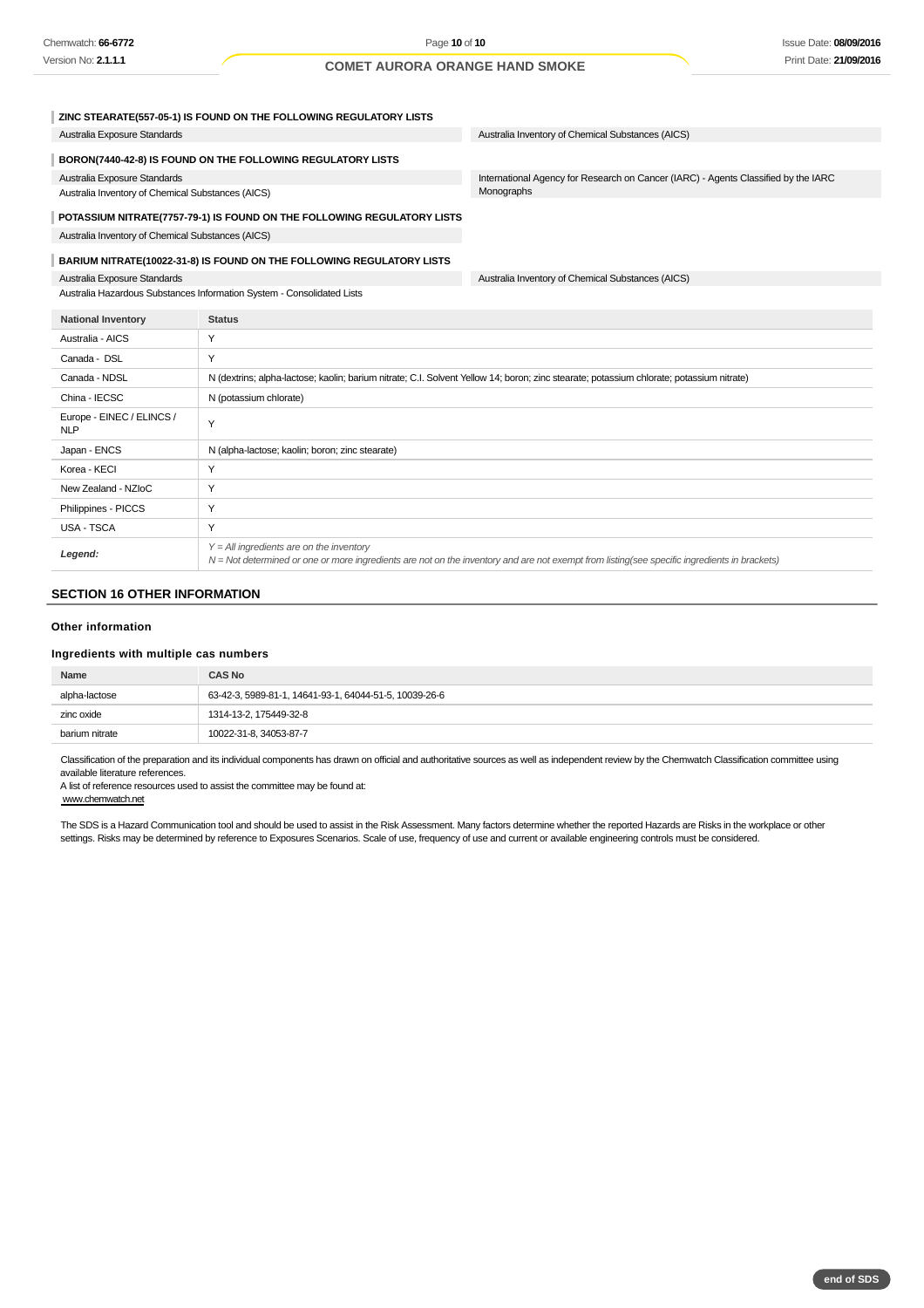### ZINC STEARATE(557-05-1) IS FOUND ON THE FOLLOWING REGULATORY LISTS

| | |
|---|---|
| Australia Exposure Standards | Australia Inventory of Chemical Substances (AICS) |

### BORON(7440-42-8) IS FOUND ON THE FOLLOWING REGULATORY LISTS

| | |
|---|---|
| Australia Exposure Standards<br>Australia Inventory of Chemical Substances (AICS) | International Agency for Research on Cancer (IARC) - Agents Classified by the IARC Monographs |

### POTASSIUM NITRATE(7757-79-1) IS FOUND ON THE FOLLOWING REGULATORY LISTS

| | |
|---|---|
| Australia Inventory of Chemical Substances (AICS) | |

### BARIUM NITRATE(10022-31-8) IS FOUND ON THE FOLLOWING REGULATORY LISTS

| | |
|---|---|
| Australia Exposure Standards<br>Australia Hazardous Substances Information System - Consolidated Lists | Australia Inventory of Chemical Substances (AICS) |

| National Inventory | Status |
|---|---|
| Australia - AICS | Y |
| Canada - DSL | Y |
| Canada - NDSL | N (dextrins; alpha-lactose; kaolin; barium nitrate; C.I. Solvent Yellow 14; boron; zinc stearate; potassium chlorate; potassium nitrate) |
| China - IECSC | N (potassium chlorate) |
| Europe - EINEC / ELINCS / NLP | Y |
| Japan - ENCS | N (alpha-lactose; kaolin; boron; zinc stearate) |
| Korea - KECI | Y |
| New Zealand - NZIoC | Y |
| Philippines - PICCS | Y |
| USA - TSCA | Y |
| ***Legend:*** | *Y = All ingredients are on the inventory*<br>*N = Not determined or one or more ingredients are not on the inventory and are not exempt from listing(see specific ingredients in brackets)* |

## SECTION 16 OTHER INFORMATION

### Other information

### Ingredients with multiple cas numbers

| Name | CAS No |
|---|---|
| alpha-lactose | 63-42-3, 5989-81-1, 14641-93-1, 64044-51-5, 10039-26-6 |
| zinc oxide | 1314-13-2, 175449-32-8 |
| barium nitrate | 10022-31-8, 34053-87-7 |

Classification of the preparation and its individual components has drawn on official and authoritative sources as well as independent review by the Chemwatch Classification committee using available literature references.
A list of reference resources used to assist the committee may be found at:
www.chemwatch.net

The SDS is a Hazard Communication tool and should be used to assist in the Risk Assessment. Many factors determine whether the reported Hazards are Risks in the workplace or other settings. Risks may be determined by reference to Exposures Scenarios. Scale of use, frequency of use and current or available engineering controls must be considered.

end of SDS